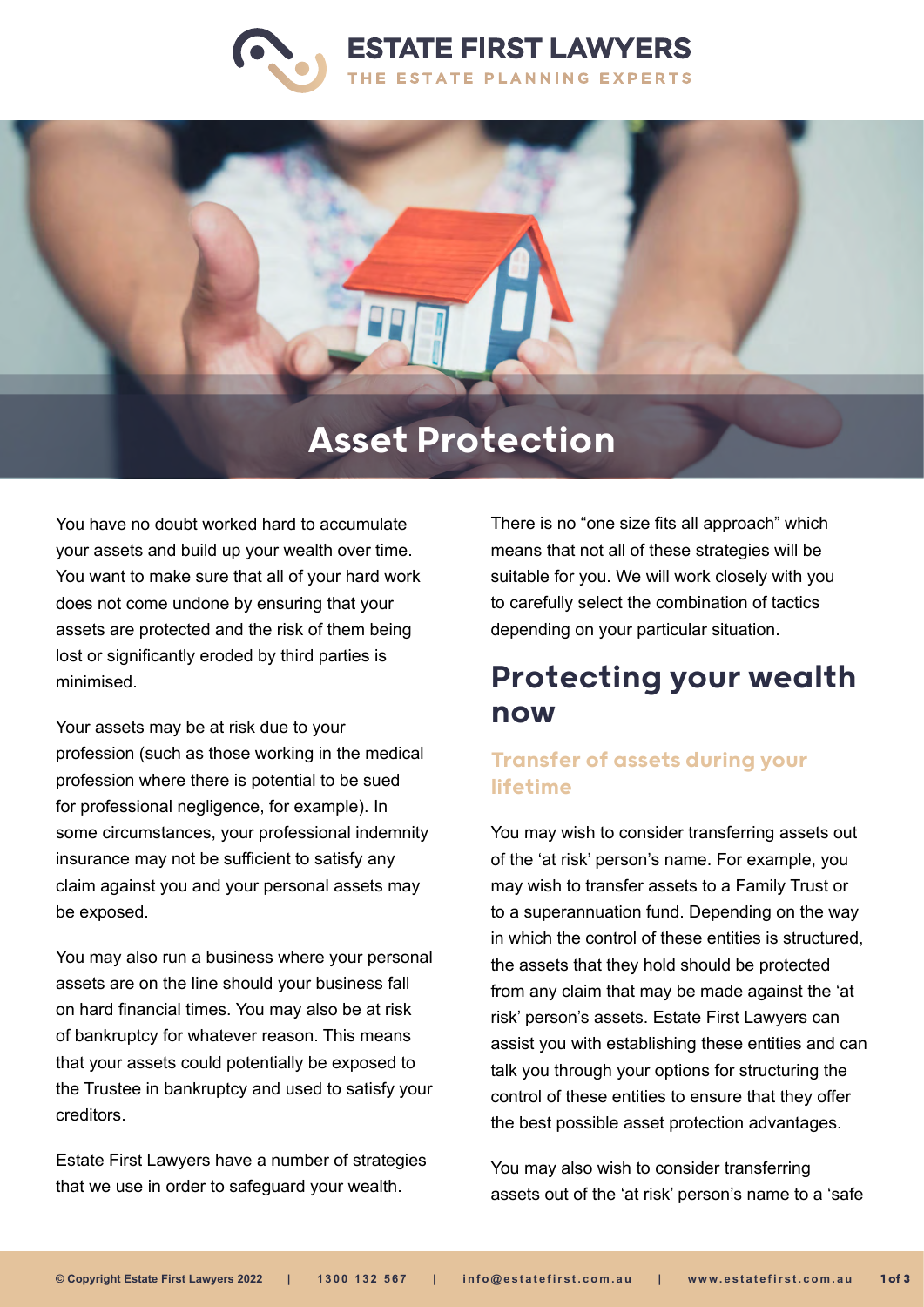# ESTATE FIRST LAWYERS

THE ESTATE PLANNING EXPERTS

# Asset Protection

You have no doubt worked hard to accumulate your assets and build up your wealth over time. You want to make sure that all of your hard work does not come undone by ensuring that your assets are protected and the risk of them being lost or significantly eroded by third parties is minimised.

Your assets may be at risk due to your profession (such as those working in the medical profession where there is potential to be sued for professional negligence, for example). In some circumstances, your professional indemnity insurance may not be sufficient to satisfy any claim against you and your personal assets may be exposed.

You may also run a business where your personal assets are on the line should your business fall on hard financial times. You may also be at risk of bankruptcy for whatever reason. This means that your assets could potentially be exposed to the Trustee in bankruptcy and used to satisfy your creditors.

Estate First Lawyers have a number of strategies that we use in order to safeguard your wealth.

There is no "one size fits all approach" which means that not all of these strategies will be suitable for you. We will work closely with you to carefully select the combination of tactics depending on your particular situation.

## Protecting your wealth now

### Transfer of assets during your lifetime

You may wish to consider transferring assets out of the 'at risk' person's name. For example, you may wish to transfer assets to a Family Trust or to a superannuation fund. Depending on the way in which the control of these entities is structured, the assets that they hold should be protected from any claim that may be made against the 'at risk' person's assets. Estate First Lawyers can assist you with establishing these entities and can talk you through your options for structuring the control of these entities to ensure that they offer the best possible asset protection advantages.

You may also wish to consider transferring assets out of the 'at risk' person's name to a 'safe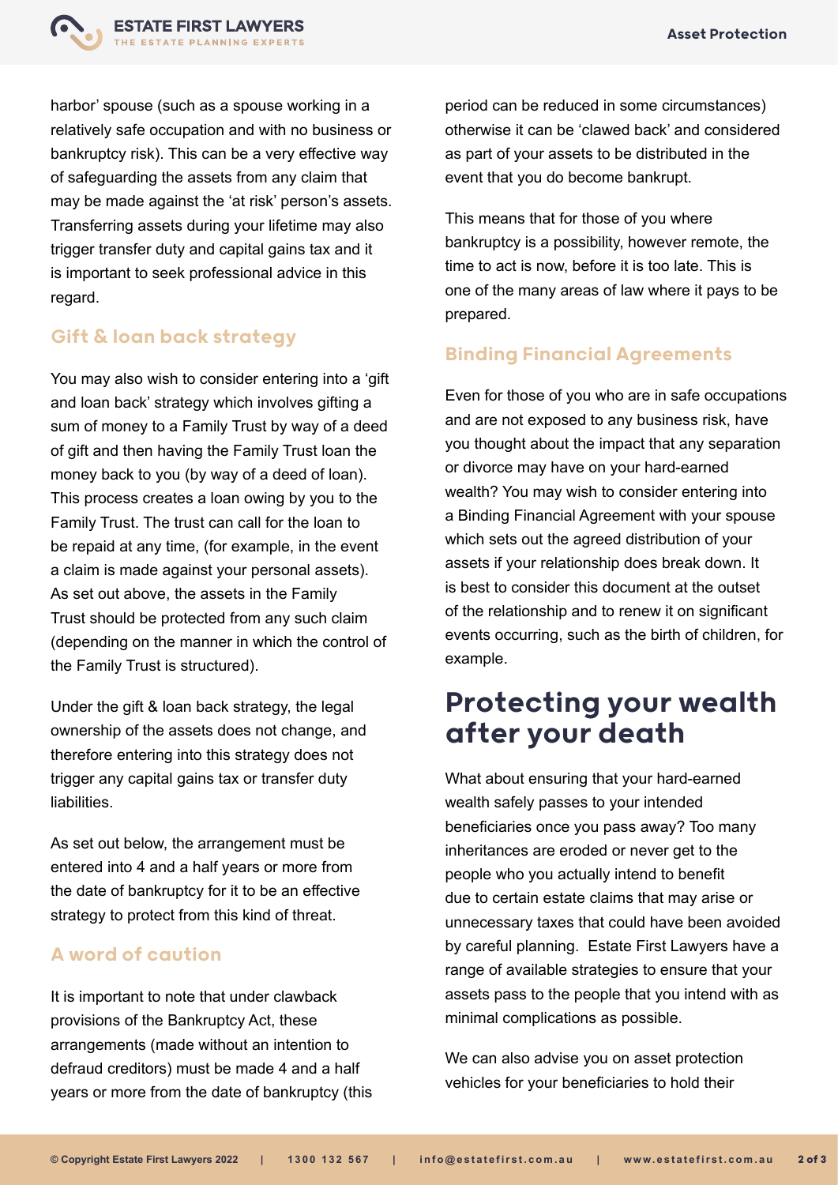harbor' spouse (such as a spouse working in a relatively safe occupation and with no business or bankruptcy risk). This can be a very effective way of safeguarding the assets from any claim that may be made against the 'at risk' person's assets. Transferring assets during your lifetime may also trigger transfer duty and capital gains tax and it is important to seek professional advice in this regard.

### Gift & loan back strategy

You may also wish to consider entering into a 'gift and loan back' strategy which involves gifting a sum of money to a Family Trust by way of a deed of gift and then having the Family Trust loan the money back to you (by way of a deed of loan). This process creates a loan owing by you to the Family Trust. The trust can call for the loan to be repaid at any time, (for example, in the event a claim is made against your personal assets). As set out above, the assets in the Family Trust should be protected from any such claim (depending on the manner in which the control of the Family Trust is structured).

Under the gift & loan back strategy, the legal ownership of the assets does not change, and therefore entering into this strategy does not trigger any capital gains tax or transfer duty liabilities.

As set out below, the arrangement must be entered into 4 and a half years or more from the date of bankruptcy for it to be an effective strategy to protect from this kind of threat.

### A word of caution

It is important to note that under clawback provisions of the Bankruptcy Act, these arrangements (made without an intention to defraud creditors) must be made 4 and a half years or more from the date of bankruptcy (this period can be reduced in some circumstances) otherwise it can be 'clawed back' and considered as part of your assets to be distributed in the event that you do become bankrupt.

This means that for those of you where bankruptcy is a possibility, however remote, the time to act is now, before it is too late. This is one of the many areas of law where it pays to be prepared.

### Binding Financial Agreements

Even for those of you who are in safe occupations and are not exposed to any business risk, have you thought about the impact that any separation or divorce may have on your hard-earned wealth? You may wish to consider entering into a Binding Financial Agreement with your spouse which sets out the agreed distribution of your assets if your relationship does break down. It is best to consider this document at the outset of the relationship and to renew it on significant events occurring, such as the birth of children, for example.

## Protecting your wealth after your death

What about ensuring that your hard-earned wealth safely passes to your intended beneficiaries once you pass away? Too many inheritances are eroded or never get to the people who you actually intend to benefit due to certain estate claims that may arise or unnecessary taxes that could have been avoided by careful planning. Estate First Lawyers have a range of available strategies to ensure that your assets pass to the people that you intend with as minimal complications as possible.

We can also advise you on asset protection vehicles for your beneficiaries to hold their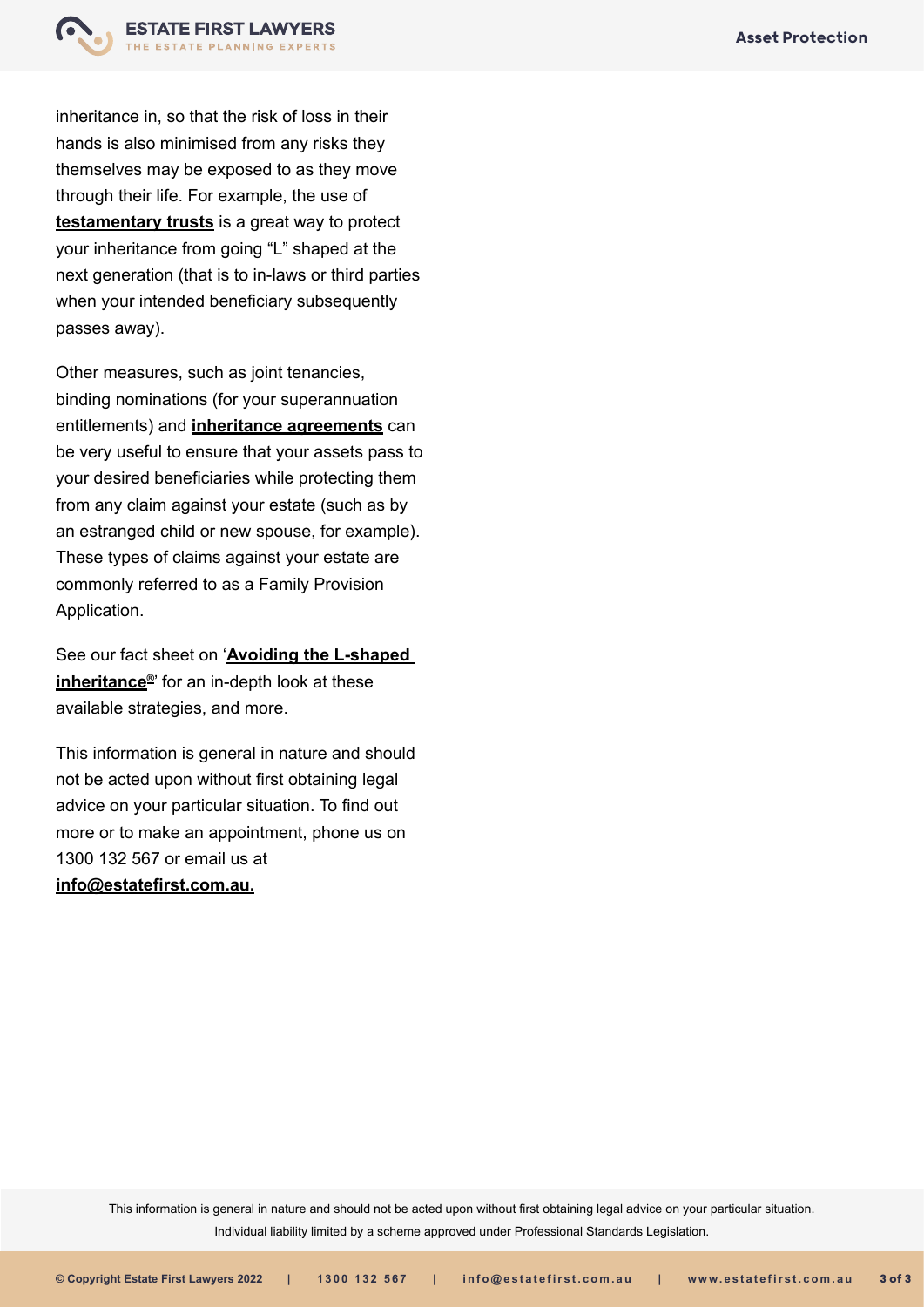inheritance in, so that the risk of loss in their hands is also minimised from any risks they themselves may be exposed to as they move through their life. For example, the use of **testamentary trusts** is a great way to protect your inheritance from going "L" shaped at the next generation (that is to in-laws or third parties when your intended beneficiary subsequently passes away).

Other measures, such as joint tenancies, binding nominations (for your superannuation entitlements) and **inheritance agreements** can be very useful to ensure that your assets pass to your desired beneficiaries while protecting them from any claim against your estate (such as by an estranged child or new spouse, for example). These types of claims against your estate are commonly referred to as a Family Provision Application.

See our fact sheet on '**Avoiding the L-shaped inheritance®**' for an in-depth look at these available strategies, and more.

This information is general in nature and should not be acted upon without first obtaining legal advice on your particular situation. To find out more or to make an appointment, phone us on 1300 132 567 or email us at **info@estatefirst.com.au.**